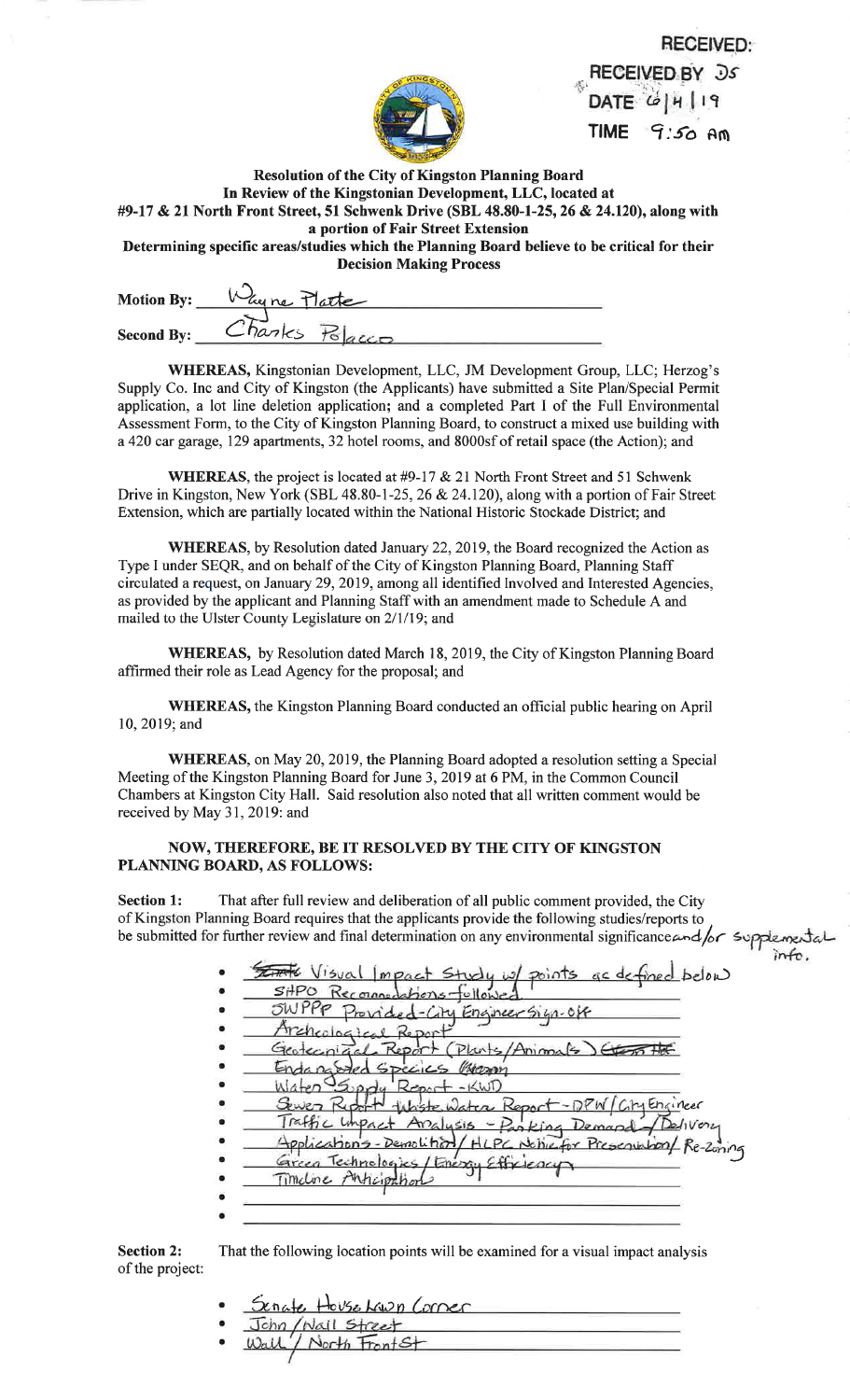RECEIVED:
RECEIVED BY DS
DATE 6|4|19
TIME 9:50 AM

**Resolution of the City of Kingston Planning Board**
**In Review of the Kingstonian Development, LLC, located at**
**#9-17 & 21 North Front Street, 51 Schwenk Drive (SBL 48.80-1-25, 26 & 24.120), along with a portion of Fair Street Extension**
**Determining specific areas/studies which the Planning Board believe to be critical for their Decision Making Process**

**Motion By:** Wayne Platte

**Second By:** Charles Polacco

**WHEREAS,** Kingstonian Development, LLC, JM Development Group, LLC; Herzog's Supply Co. Inc and City of Kingston (the Applicants) have submitted a Site Plan/Special Permit application, a lot line deletion application; and a completed Part I of the Full Environmental Assessment Form, to the City of Kingston Planning Board, to construct a mixed use building with a 420 car garage, 129 apartments, 32 hotel rooms, and 8000sf of retail space (the Action); and

**WHEREAS,** the project is located at #9-17 & 21 North Front Street and 51 Schwenk Drive in Kingston, New York (SBL 48.80-1-25, 26 & 24.120), along with a portion of Fair Street Extension, which are partially located within the National Historic Stockade District; and

**WHEREAS,** by Resolution dated January 22, 2019, the Board recognized the Action as Type I under SEQR, and on behalf of the City of Kingston Planning Board, Planning Staff circulated a request, on January 29, 2019, among all identified Involved and Interested Agencies, as provided by the applicant and Planning Staff with an amendment made to Schedule A and mailed to the Ulster County Legislature on 2/1/19; and

**WHEREAS,** by Resolution dated March 18, 2019, the City of Kingston Planning Board affirmed their role as Lead Agency for the proposal; and

**WHEREAS,** the Kingston Planning Board conducted an official public hearing on April 10, 2019; and

**WHEREAS,** on May 20, 2019, the Planning Board adopted a resolution setting a Special Meeting of the Kingston Planning Board for June 3, 2019 at 6 PM, in the Common Council Chambers at Kingston City Hall. Said resolution also noted that all written comment would be received by May 31, 2019: and

**NOW, THEREFORE, BE IT RESOLVED BY THE CITY OF KINGSTON PLANNING BOARD, AS FOLLOWS:**

**Section 1:** That after full review and deliberation of all public comment provided, the City of Kingston Planning Board requires that the applicants provide the following studies/reports to be submitted for further review and final determination on any environmental significance and/or supplemental info.

- ~~State~~ Visual Impact Study w/ points as defined below
- SHPO Recommendations followed
- SWPPP Provided - City Engineer Sign-off
- Archeological Report
- Geotecnical Report (Plants/Animals) ~~Geotech~~
- Endangered Species ~~(illegible)~~
- Water Supply Report - KWD
- Sewer Report + Waste Water Report - DPW/City Engineer
- Traffic Impact Analysis - Parking Demand / Delivery
- Applications - Demolition / HLPC Notice for Preservation / Re-Zoning
- Green Technologies / Energy Efficiency
- Timeline Anticipation

**Section 2:** That the following location points will be examined for a visual impact analysis of the project:

- Senate House Lawn Corner
- John / Wall Street
- Wall / North Front St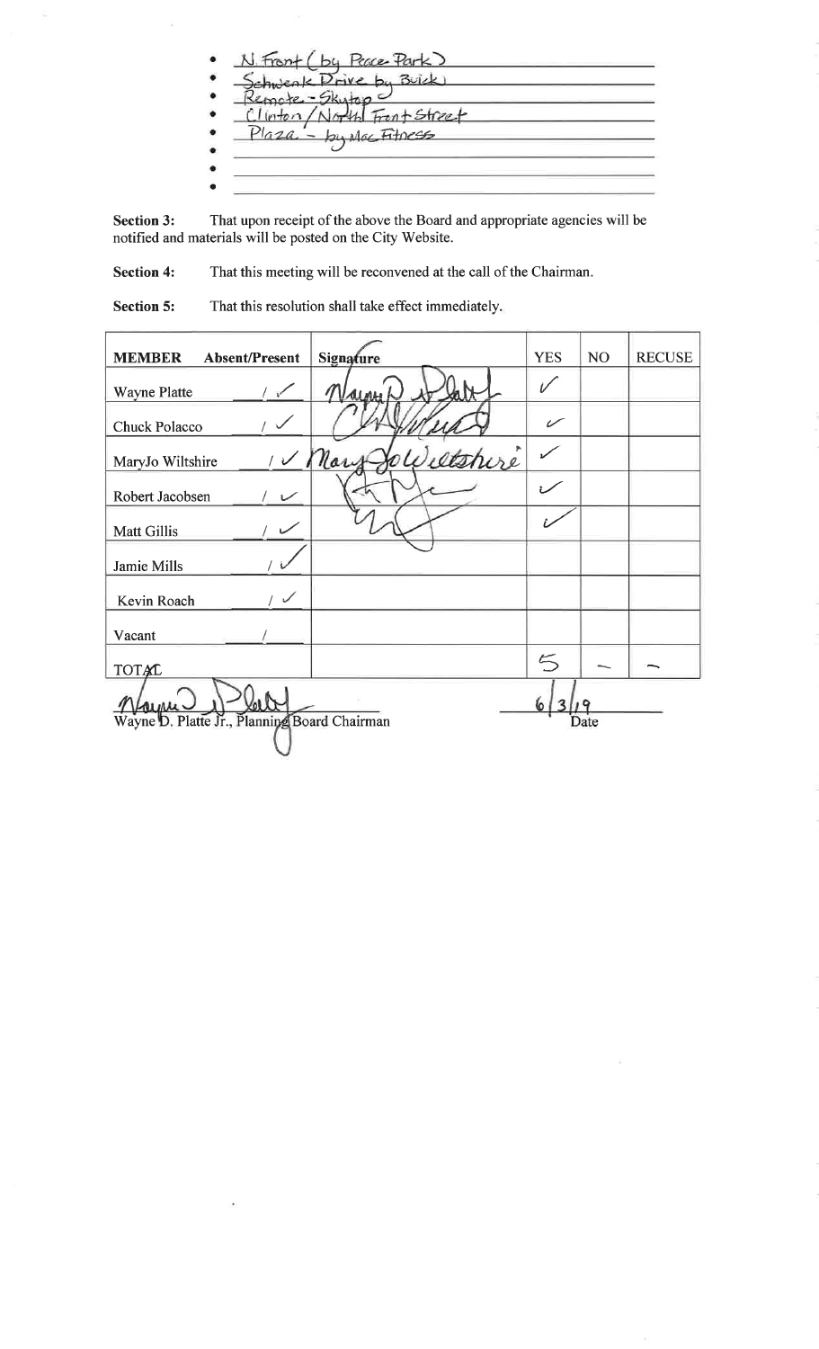- N. Front (by Peace Park)
- Schwenk Drive by Buick
- Remote - Skytop
- Clinton / North Front Street
- Plaza - by Mac Fitness
- 
- 
- 

**Section 3:** That upon receipt of the above the Board and appropriate agencies will be notified and materials will be posted on the City Website.

**Section 4:** That this meeting will be reconvened at the call of the Chairman.

**Section 5:** That this resolution shall take effect immediately.

| MEMBER | Absent/Present | Signature | YES | NO | RECUSE |
|---|---|---|---|---|---|
| Wayne Platte | / ✓ | [signature] | ✓ | | |
| Chuck Polacco | / ✓ | [signature] | ✓ | | |
| MaryJo Wiltshire | / ✓ | MaryJo Wiltshire | ✓ | | |
| Robert Jacobsen | / ✓ | [signature] | ✓ | | |
| Matt Gillis | / ✓ | [signature] | ✓ | | |
| Jamie Mills | / ✓ | | | | |
| Kevin Roach | / ✓ | | | | |
| Vacant | / | | | | |
| TOTAL | | | 5 | – | – |

[signature]
Wayne D. Platte Jr., Planning Board Chairman

6/3/19
Date